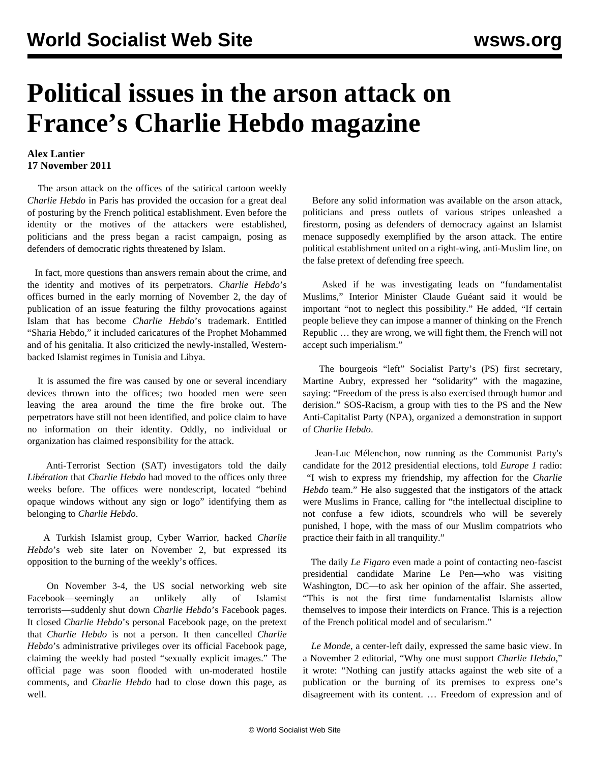# Political issues in the arson attack on France's Charlie Hebdo magazine

**Alex Lantier**
**17 November 2011**

The arson attack on the offices of the satirical cartoon weekly *Charlie Hebdo* in Paris has provided the occasion for a great deal of posturing by the French political establishment. Even before the identity or the motives of the attackers were established, politicians and the press began a racist campaign, posing as defenders of democratic rights threatened by Islam.

In fact, more questions than answers remain about the crime, and the identity and motives of its perpetrators. *Charlie Hebdo*'s offices burned in the early morning of November 2, the day of publication of an issue featuring the filthy provocations against Islam that has become *Charlie Hebdo*'s trademark. Entitled "Sharia Hebdo," it included caricatures of the Prophet Mohammed and of his genitalia. It also criticized the newly-installed, Western-backed Islamist regimes in Tunisia and Libya.

It is assumed the fire was caused by one or several incendiary devices thrown into the offices; two hooded men were seen leaving the area around the time the fire broke out. The perpetrators have still not been identified, and police claim to have no information on their identity. Oddly, no individual or organization has claimed responsibility for the attack.

Anti-Terrorist Section (SAT) investigators told the daily *Libération* that *Charlie Hebdo* had moved to the offices only three weeks before. The offices were nondescript, located "behind opaque windows without any sign or logo" identifying them as belonging to *Charlie Hebdo*.

A Turkish Islamist group, Cyber Warrior, hacked *Charlie Hebdo*'s web site later on November 2, but expressed its opposition to the burning of the weekly's offices.

On November 3-4, the US social networking web site Facebook—seemingly an unlikely ally of Islamist terrorists—suddenly shut down *Charlie Hebdo*'s Facebook pages. It closed *Charlie Hebdo*'s personal Facebook page, on the pretext that *Charlie Hebdo* is not a person. It then cancelled *Charlie Hebdo*'s administrative privileges over its official Facebook page, claiming the weekly had posted "sexually explicit images." The official page was soon flooded with un-moderated hostile comments, and *Charlie Hebdo* had to close down this page, as well.

Before any solid information was available on the arson attack, politicians and press outlets of various stripes unleashed a firestorm, posing as defenders of democracy against an Islamist menace supposedly exemplified by the arson attack. The entire political establishment united on a right-wing, anti-Muslim line, on the false pretext of defending free speech.

Asked if he was investigating leads on "fundamentalist Muslims," Interior Minister Claude Guéant said it would be important "not to neglect this possibility." He added, "If certain people believe they can impose a manner of thinking on the French Republic … they are wrong, we will fight them, the French will not accept such imperialism."

The bourgeois "left" Socialist Party's (PS) first secretary, Martine Aubry, expressed her "solidarity" with the magazine, saying: "Freedom of the press is also exercised through humor and derision." SOS-Racism, a group with ties to the PS and the New Anti-Capitalist Party (NPA), organized a demonstration in support of *Charlie Hebdo*.

Jean-Luc Mélenchon, now running as the Communist Party's candidate for the 2012 presidential elections, told *Europe 1* radio: "I wish to express my friendship, my affection for the *Charlie Hebdo* team." He also suggested that the instigators of the attack were Muslims in France, calling for "the intellectual discipline to not confuse a few idiots, scoundrels who will be severely punished, I hope, with the mass of our Muslim compatriots who practice their faith in all tranquility."

The daily *Le Figaro* even made a point of contacting neo-fascist presidential candidate Marine Le Pen—who was visiting Washington, DC—to ask her opinion of the affair. She asserted, "This is not the first time fundamentalist Islamists allow themselves to impose their interdicts on France. This is a rejection of the French political model and of secularism."

*Le Monde*, a center-left daily, expressed the same basic view. In a November 2 editorial, "Why one must support *Charlie Hebdo*," it wrote: "Nothing can justify attacks against the web site of a publication or the burning of its premises to express one's disagreement with its content. … Freedom of expression and of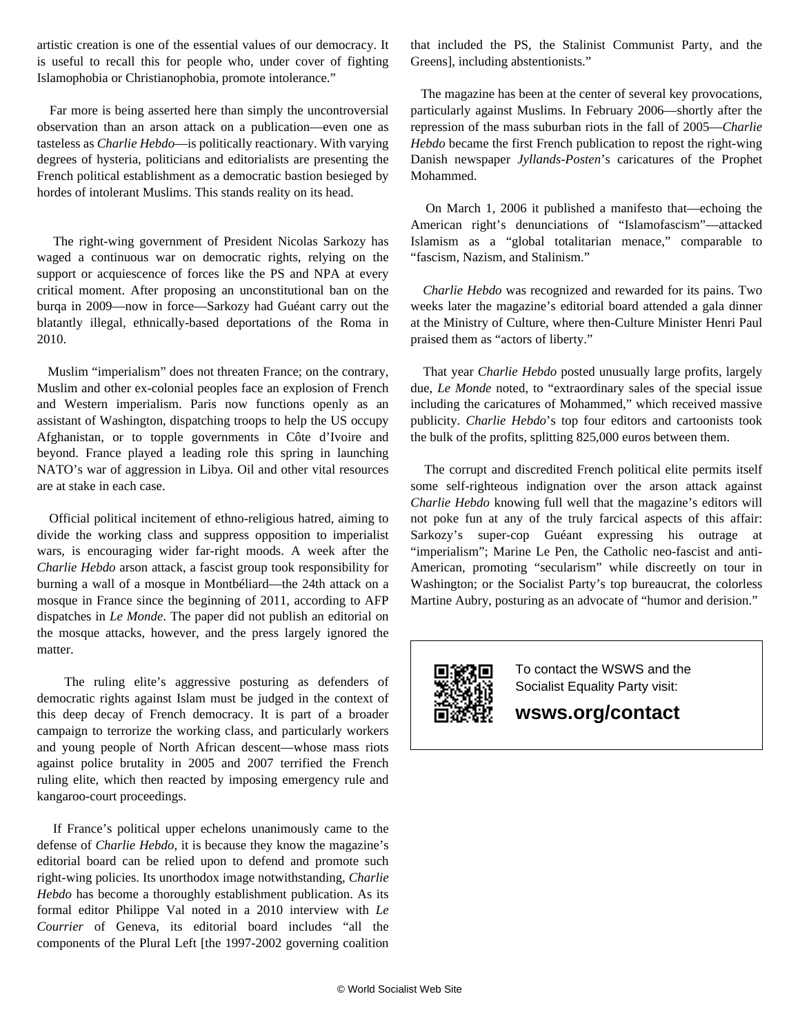artistic creation is one of the essential values of our democracy. It is useful to recall this for people who, under cover of fighting Islamophobia or Christianophobia, promote intolerance."

Far more is being asserted here than simply the uncontroversial observation than an arson attack on a publication—even one as tasteless as *Charlie Hebdo*—is politically reactionary. With varying degrees of hysteria, politicians and editorialists are presenting the French political establishment as a democratic bastion besieged by hordes of intolerant Muslims. This stands reality on its head.

The right-wing government of President Nicolas Sarkozy has waged a continuous war on democratic rights, relying on the support or acquiescence of forces like the PS and NPA at every critical moment. After proposing an unconstitutional ban on the burqa in 2009—now in force—Sarkozy had Guéant carry out the blatantly illegal, ethnically-based deportations of the Roma in 2010.

Muslim "imperialism" does not threaten France; on the contrary, Muslim and other ex-colonial peoples face an explosion of French and Western imperialism. Paris now functions openly as an assistant of Washington, dispatching troops to help the US occupy Afghanistan, or to topple governments in Côte d'Ivoire and beyond. France played a leading role this spring in launching NATO's war of aggression in Libya. Oil and other vital resources are at stake in each case.

Official political incitement of ethno-religious hatred, aiming to divide the working class and suppress opposition to imperialist wars, is encouraging wider far-right moods. A week after the *Charlie Hebdo* arson attack, a fascist group took responsibility for burning a wall of a mosque in Montbéliard—the 24th attack on a mosque in France since the beginning of 2011, according to AFP dispatches in *Le Monde*. The paper did not publish an editorial on the mosque attacks, however, and the press largely ignored the matter.

The ruling elite's aggressive posturing as defenders of democratic rights against Islam must be judged in the context of this deep decay of French democracy. It is part of a broader campaign to terrorize the working class, and particularly workers and young people of North African descent—whose mass riots against police brutality in 2005 and 2007 terrified the French ruling elite, which then reacted by imposing emergency rule and kangaroo-court proceedings.

If France's political upper echelons unanimously came to the defense of *Charlie Hebdo*, it is because they know the magazine's editorial board can be relied upon to defend and promote such right-wing policies. Its unorthodox image notwithstanding, *Charlie Hebdo* has become a thoroughly establishment publication. As its formal editor Philippe Val noted in a 2010 interview with *Le Courrier* of Geneva, its editorial board includes "all the components of the Plural Left [the 1997-2002 governing coalition that included the PS, the Stalinist Communist Party, and the Greens], including abstentionists."

The magazine has been at the center of several key provocations, particularly against Muslims. In February 2006—shortly after the repression of the mass suburban riots in the fall of 2005—*Charlie Hebdo* became the first French publication to repost the right-wing Danish newspaper *Jyllands-Posten*'s caricatures of the Prophet Mohammed.

On March 1, 2006 it published a manifesto that—echoing the American right's denunciations of "Islamofascism"—attacked Islamism as a "global totalitarian menace," comparable to "fascism, Nazism, and Stalinism."

*Charlie Hebdo* was recognized and rewarded for its pains. Two weeks later the magazine's editorial board attended a gala dinner at the Ministry of Culture, where then-Culture Minister Henri Paul praised them as "actors of liberty."

That year *Charlie Hebdo* posted unusually large profits, largely due, *Le Monde* noted, to "extraordinary sales of the special issue including the caricatures of Mohammed," which received massive publicity. *Charlie Hebdo*'s top four editors and cartoonists took the bulk of the profits, splitting 825,000 euros between them.

The corrupt and discredited French political elite permits itself some self-righteous indignation over the arson attack against *Charlie Hebdo* knowing full well that the magazine's editors will not poke fun at any of the truly farcical aspects of this affair: Sarkozy's super-cop Guéant expressing his outrage at "imperialism"; Marine Le Pen, the Catholic neo-fascist and anti-American, promoting "secularism" while discreetly on tour in Washington; or the Socialist Party's top bureaucrat, the colorless Martine Aubry, posturing as an advocate of "humor and derision."

To contact the WSWS and the Socialist Equality Party visit:

**wsws.org/contact**